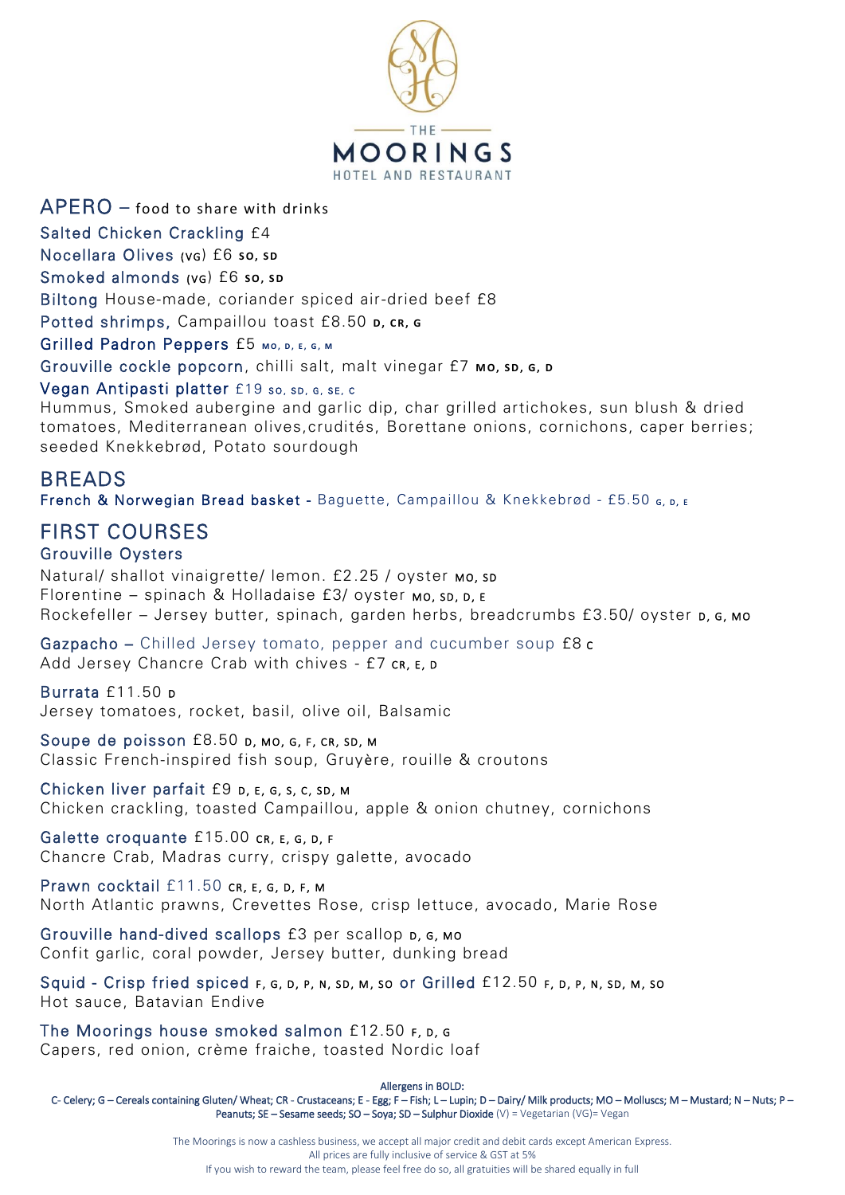# THE MOORINGS

HOTEL AND RESTAURANT

## APERO – food to share with drinks

Salted Chicken Crackling £4

Nocellara Olives (VG) £6 **SO, SD**

Smoked almonds (VG) £6 **SO, SD**

Biltong House-made, coriander spiced air-dried beef £8

Potted shrimps, Campaillou toast £8.50 **D, CR, G**

Grilled Padron Peppers £5 **MO, D, E, G, M**

Grouville cockle popcorn, chilli salt, malt vinegar £7 **MO, SD, G, D**

Vegan Antipasti platter £19 **SO, SD, G, SE, C**
Hummus, Smoked aubergine and garlic dip, char grilled artichokes, sun blush & dried tomatoes, Mediterranean olives,crudités, Borettane onions, cornichons, caper berries; seeded Knekkebrød, Potato sourdough

## BREADS

French & Norwegian Bread basket - Baguette, Campaillou & Knekkebrød - £5.50 **G, D, E**

## FIRST COURSES

### Grouville Oysters

Natural/ shallot vinaigrette/ lemon. £2.25 / oyster **MO, SD**
Florentine – spinach & Holladaise £3/ oyster **MO, SD, D, E**
Rockefeller – Jersey butter, spinach, garden herbs, breadcrumbs £3.50/ oyster **D, G, MO**

Gazpacho – Chilled Jersey tomato, pepper and cucumber soup £8 **C**
Add Jersey Chancre Crab with chives - £7 **CR, E, D**

Burrata £11.50 **D**
Jersey tomatoes, rocket, basil, olive oil, Balsamic

Soupe de poisson £8.50 **D, MO, G, F, CR, SD, M**
Classic French-inspired fish soup, Gruyère, rouille & croutons

Chicken liver parfait £9 **D, E, G, S, C, SD, M**
Chicken crackling, toasted Campaillou, apple & onion chutney, cornichons

Galette croquante £15.00 **CR, E, G, D, F**
Chancre Crab, Madras curry, crispy galette, avocado

Prawn cocktail £11.50 **CR, E, G, D, F, M**
North Atlantic prawns, Crevettes Rose, crisp lettuce, avocado, Marie Rose

Grouville hand-dived scallops £3 per scallop **D, G, MO**
Confit garlic, coral powder, Jersey butter, dunking bread

Squid - Crisp fried spiced **F, G, D, P, N, SD, M, SO** or Grilled £12.50 **F, D, P, N, SD, M, SO**
Hot sauce, Batavian Endive

The Moorings house smoked salmon £12.50 **F, D, G**
Capers, red onion, crème fraiche, toasted Nordic loaf

Allergens in BOLD:
C- Celery; G – Cereals containing Gluten/ Wheat; CR - Crustaceans; E - Egg; F – Fish; L – Lupin; D – Dairy/ Milk products; MO – Molluscs; M – Mustard; N – Nuts; P – Peanuts; SE – Sesame seeds; SO – Soya; SD – Sulphur Dioxide (V) = Vegetarian (VG)= Vegan

The Moorings is now a cashless business, we accept all major credit and debit cards except American Express.
All prices are fully inclusive of service & GST at 5%
If you wish to reward the team, please feel free do so, all gratuities will be shared equally in full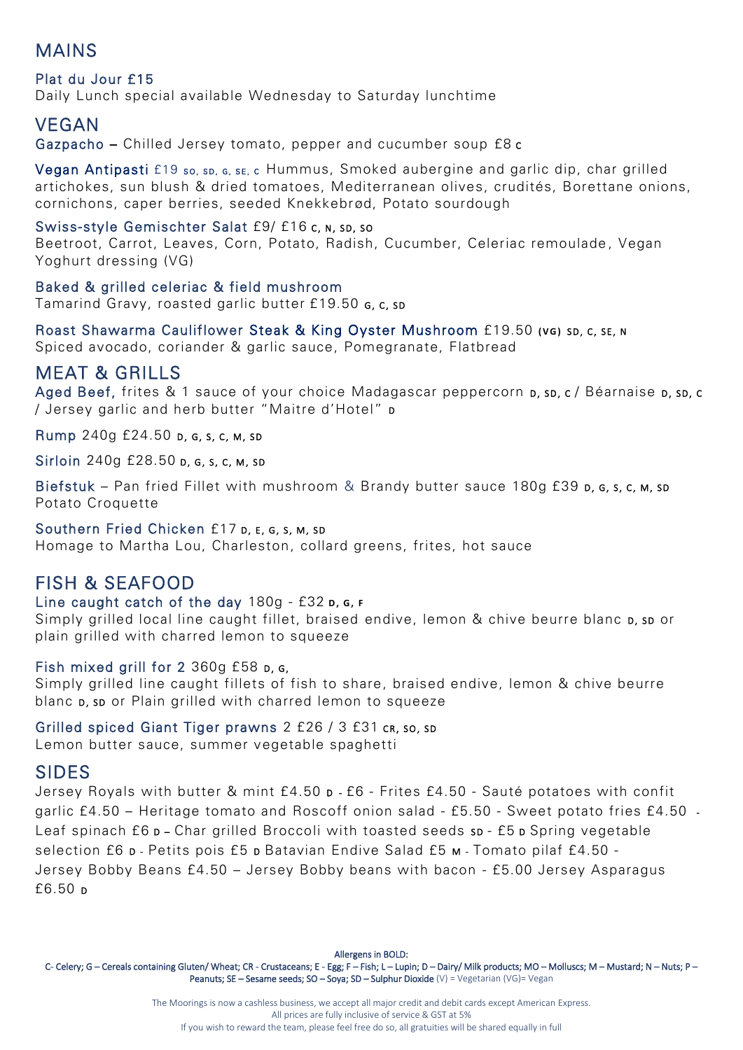## MAINS

**Plat du Jour £15**
Daily Lunch special available Wednesday to Saturday lunchtime

## VEGAN

**Gazpacho** – Chilled Jersey tomato, pepper and cucumber soup £8 **C**

**Vegan Antipasti** £19 **SO, SD, G, SE, C** Hummus, Smoked aubergine and garlic dip, char grilled artichokes, sun blush & dried tomatoes, Mediterranean olives, crudités, Borettane onions, cornichons, caper berries, seeded Knekkebrød, Potato sourdough

**Swiss-style Gemischter Salat** £9/ £16 **C, N, SD, SO**
Beetroot, Carrot, Leaves, Corn, Potato, Radish, Cucumber, Celeriac remoulade, Vegan Yoghurt dressing (VG)

**Baked & grilled celeriac & field mushroom**
Tamarind Gravy, roasted garlic butter £19.50 **G, C, SD**

**Roast Shawarma Cauliflower Steak & King Oyster Mushroom** £19.50 **(VG) SD, C, SE, N**
Spiced avocado, coriander & garlic sauce, Pomegranate, Flatbread

## MEAT & GRILLS

**Aged Beef,** frites & 1 sauce of your choice Madagascar peppercorn **D, SD, C** / Béarnaise **D, SD, C** / Jersey garlic and herb butter "Maitre d'Hotel" **D**

**Rump** 240g £24.50 **D, G, S, C, M, SD**

**Sirloin** 240g £28.50 **D, G, S, C, M, SD**

**Biefstuk** – Pan fried Fillet with mushroom & Brandy butter sauce 180g £39 **D, G, S, C, M, SD**
Potato Croquette

**Southern Fried Chicken** £17 **D, E, G, S, M, SD**
Homage to Martha Lou, Charleston, collard greens, frites, hot sauce

## FISH & SEAFOOD

**Line caught catch of the day** 180g - £32 **D, G, F**
Simply grilled local line caught fillet, braised endive, lemon & chive beurre blanc **D, SD** or plain grilled with charred lemon to squeeze

**Fish mixed grill for 2** 360g £58 **D, G,**
Simply grilled line caught fillets of fish to share, braised endive, lemon & chive beurre blanc **D, SD** or Plain grilled with charred lemon to squeeze

**Grilled spiced Giant Tiger prawns** 2 £26 / 3 £31 **CR, SO, SD**
Lemon butter sauce, summer vegetable spaghetti

## SIDES

Jersey Royals with butter & mint £4.50 **D** - £6 - Frites £4.50 - Sauté potatoes with confit garlic £4.50 – Heritage tomato and Roscoff onion salad - £5.50 - Sweet potato fries £4.50 - Leaf spinach £6 **D** – Char grilled Broccoli with toasted seeds **SD** - £5 **D** Spring vegetable selection £6 **D** - Petits pois £5 **D** Batavian Endive Salad £5 **M** - Tomato pilaf £4.50 - Jersey Bobby Beans £4.50 – Jersey Bobby beans with bacon - £5.00 Jersey Asparagus £6.50 **D**

**Allergens in BOLD:**
**C- Celery; G – Cereals containing Gluten/ Wheat; CR - Crustaceans; E - Egg; F – Fish; L – Lupin; D – Dairy/ Milk products; MO – Molluscs; M – Mustard; N – Nuts; P – Peanuts; SE – Sesame seeds; SO – Soya; SD – Sulphur Dioxide** (V) = Vegetarian (VG)= Vegan

The Moorings is now a cashless business, we accept all major credit and debit cards except American Express.
All prices are fully inclusive of service & GST at 5%
If you wish to reward the team, please feel free do so, all gratuities will be shared equally in full